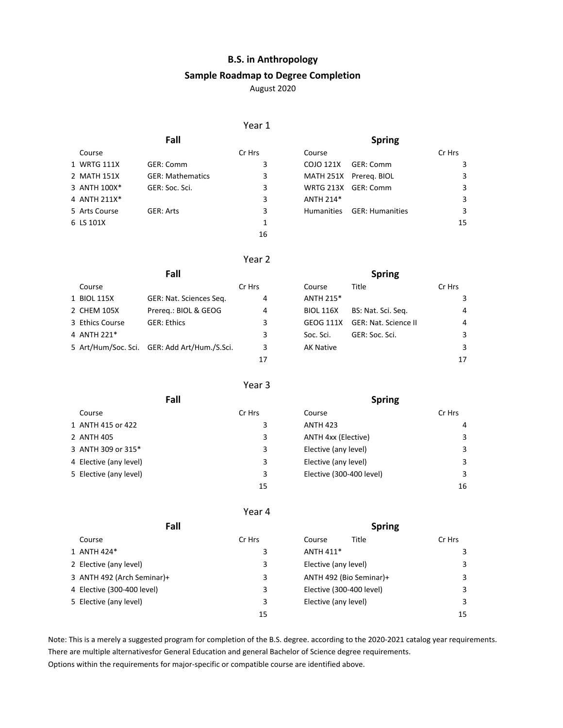# B.S. in Anthropology

## Sample Roadmap to Degree Completion

August 2020

### Year 1

| | Fall | | | Spring | | |
|---|---|---|---|---|---|---|
| | Course | | Cr Hrs | Course | | Cr Hrs |
| 1 | WRTG 111X | GER: Comm | 3 | COJO 121X | GER: Comm | 3 |
| 2 | MATH 151X | GER: Mathematics | 3 | MATH 251X | Prereq. BIOL | 3 |
| 3 | ANTH 100X* | GER: Soc. Sci. | 3 | WRTG 213X | GER: Comm | 3 |
| 4 | ANTH 211X* | | 3 | ANTH 214* | | 3 |
| 5 | Arts Course | GER: Arts | 3 | Humanities | GER: Humanities | 3 |
| 6 | LS 101X | | 1 | | | 15 |
| | | | 16 | | | |

### Year 2

| | Fall | | | Spring | | |
|---|---|---|---|---|---|---|
| | Course | | Cr Hrs | Course | Title | Cr Hrs |
| 1 | BIOL 115X | GER: Nat. Sciences Seq. | 4 | ANTH 215* | | 3 |
| 2 | CHEM 105X | Prereq.: BIOL & GEOG | 4 | BIOL 116X | BS: Nat. Sci. Seq. | 4 |
| 3 | Ethics Course | GER: Ethics | 3 | GEOG 111X | GER: Nat. Science II | 4 |
| 4 | ANTH 221* | | 3 | Soc. Sci. | GER: Soc. Sci. | 3 |
| 5 | Art/Hum/Soc. Sci. | GER: Add Art/Hum./S.Sci. | 3 | AK Native | | 3 |
| | | | 17 | | | 17 |

### Year 3

| | Fall | | Spring | |
|---|---|---|---|---|
| | Course | Cr Hrs | Course | Cr Hrs |
| 1 | ANTH 415 or 422 | 3 | ANTH 423 | 4 |
| 2 | ANTH 405 | 3 | ANTH 4xx (Elective) | 3 |
| 3 | ANTH 309 or 315* | 3 | Elective (any level) | 3 |
| 4 | Elective (any level) | 3 | Elective (any level) | 3 |
| 5 | Elective (any level) | 3 | Elective (300-400 level) | 3 |
| | | 15 | | 16 |

### Year 4

| | Fall | | Spring | |
|---|---|---|---|---|
| | Course | Cr Hrs | Course Title | Cr Hrs |
| 1 | ANTH 424* | 3 | ANTH 411* | 3 |
| 2 | Elective (any level) | 3 | Elective (any level) | 3 |
| 3 | ANTH 492 (Arch Seminar)+ | 3 | ANTH 492 (Bio Seminar)+ | 3 |
| 4 | Elective (300-400 level) | 3 | Elective (300-400 level) | 3 |
| 5 | Elective (any level) | 3 | Elective (any level) | 3 |
| | | 15 | | 15 |

Note: This is a merely a suggested program for completion of the B.S. degree. according to the 2020-2021 catalog year requirements.
There are multiple alternativesfor General Education and general Bachelor of Science degree requirements.
Options within the requirements for major-specific or compatible course are identified above.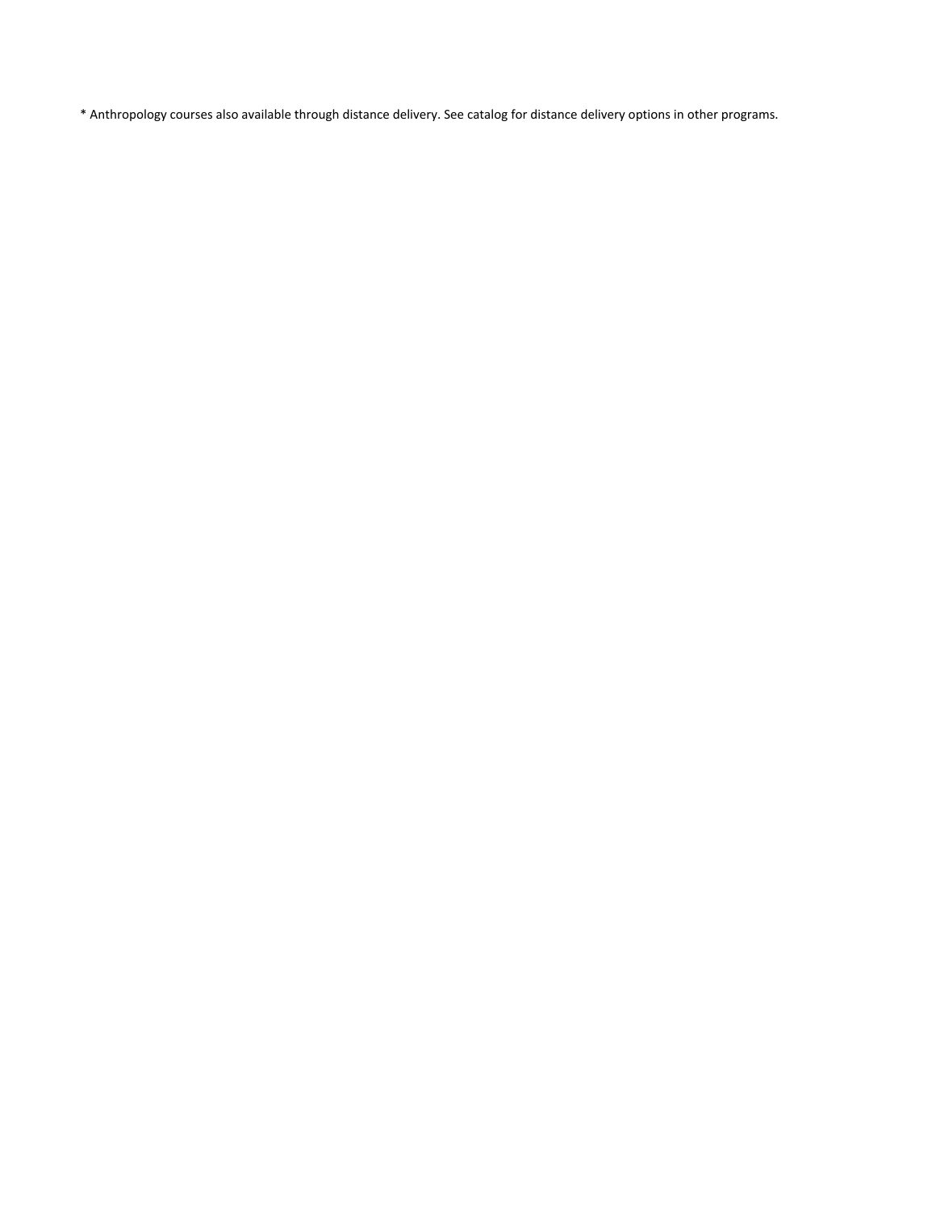* Anthropology courses also available through distance delivery. See catalog for distance delivery options in other programs.